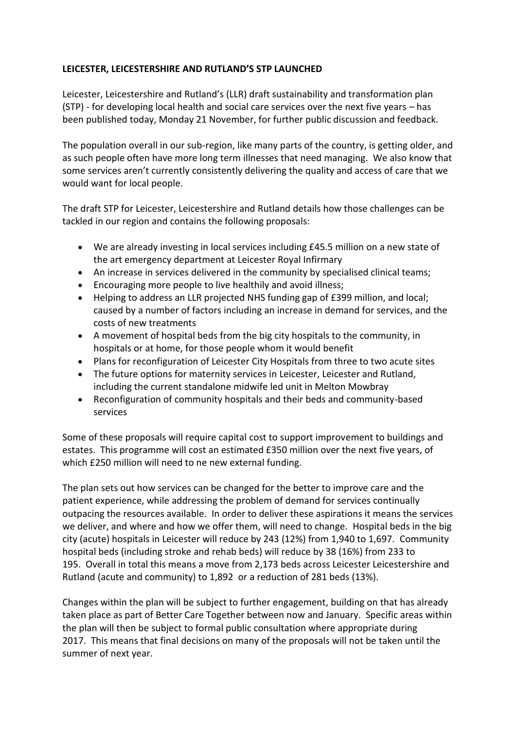**LEICESTER, LEICESTERSHIRE AND RUTLAND'S STP LAUNCHED**

Leicester, Leicestershire and Rutland's (LLR) draft sustainability and transformation plan (STP) - for developing local health and social care services over the next five years – has been published today, Monday 21 November, for further public discussion and feedback.

The population overall in our sub-region, like many parts of the country, is getting older, and as such people often have more long term illnesses that need managing. We also know that some services aren't currently consistently delivering the quality and access of care that we would want for local people.

The draft STP for Leicester, Leicestershire and Rutland details how those challenges can be tackled in our region and contains the following proposals:

- We are already investing in local services including £45.5 million on a new state of the art emergency department at Leicester Royal Infirmary
- An increase in services delivered in the community by specialised clinical teams;
- Encouraging more people to live healthily and avoid illness;
- Helping to address an LLR projected NHS funding gap of £399 million, and local; caused by a number of factors including an increase in demand for services, and the costs of new treatments
- A movement of hospital beds from the big city hospitals to the community, in hospitals or at home, for those people whom it would benefit
- Plans for reconfiguration of Leicester City Hospitals from three to two acute sites
- The future options for maternity services in Leicester, Leicester and Rutland, including the current standalone midwife led unit in Melton Mowbray
- Reconfiguration of community hospitals and their beds and community-based services

Some of these proposals will require capital cost to support improvement to buildings and estates. This programme will cost an estimated £350 million over the next five years, of which £250 million will need to ne new external funding.

The plan sets out how services can be changed for the better to improve care and the patient experience, while addressing the problem of demand for services continually outpacing the resources available. In order to deliver these aspirations it means the services we deliver, and where and how we offer them, will need to change. Hospital beds in the big city (acute) hospitals in Leicester will reduce by 243 (12%) from 1,940 to 1,697. Community hospital beds (including stroke and rehab beds) will reduce by 38 (16%) from 233 to 195. Overall in total this means a move from 2,173 beds across Leicester Leicestershire and Rutland (acute and community) to 1,892 or a reduction of 281 beds (13%).

Changes within the plan will be subject to further engagement, building on that has already taken place as part of Better Care Together between now and January. Specific areas within the plan will then be subject to formal public consultation where appropriate during 2017. This means that final decisions on many of the proposals will not be taken until the summer of next year.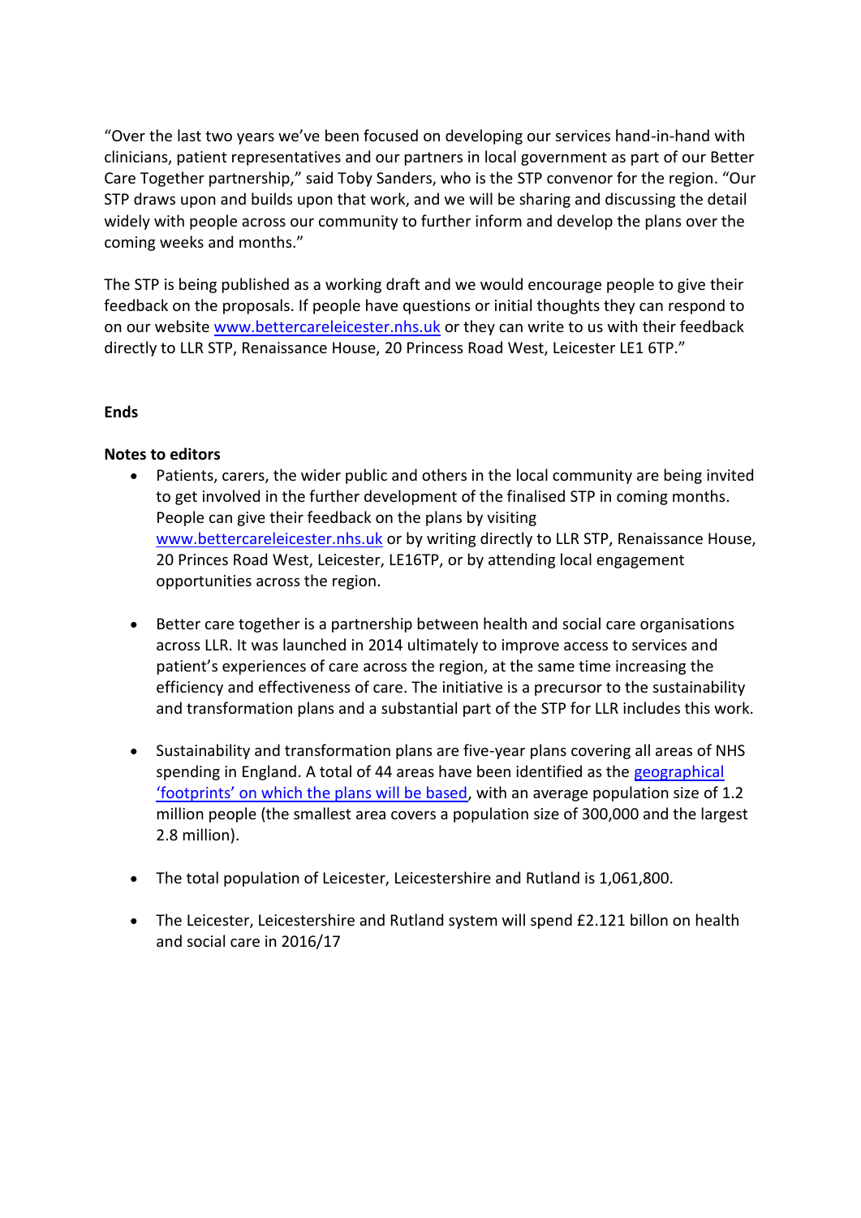"Over the last two years we've been focused on developing our services hand-in-hand with clinicians, patient representatives and our partners in local government as part of our Better Care Together partnership," said Toby Sanders, who is the STP convenor for the region. "Our STP draws upon and builds upon that work, and we will be sharing and discussing the detail widely with people across our community to further inform and develop the plans over the coming weeks and months."

The STP is being published as a working draft and we would encourage people to give their feedback on the proposals. If people have questions or initial thoughts they can respond to on our website www.bettercareleicester.nhs.uk or they can write to us with their feedback directly to LLR STP, Renaissance House, 20 Princess Road West, Leicester LE1 6TP."

**Ends**

**Notes to editors**

- Patients, carers, the wider public and others in the local community are being invited to get involved in the further development of the finalised STP in coming months. People can give their feedback on the plans by visiting www.bettercareleicester.nhs.uk or by writing directly to LLR STP, Renaissance House, 20 Princes Road West, Leicester, LE16TP, or by attending local engagement opportunities across the region.

- Better care together is a partnership between health and social care organisations across LLR. It was launched in 2014 ultimately to improve access to services and patient's experiences of care across the region, at the same time increasing the efficiency and effectiveness of care. The initiative is a precursor to the sustainability and transformation plans and a substantial part of the STP for LLR includes this work.

- Sustainability and transformation plans are five-year plans covering all areas of NHS spending in England. A total of 44 areas have been identified as the geographical 'footprints' on which the plans will be based, with an average population size of 1.2 million people (the smallest area covers a population size of 300,000 and the largest 2.8 million).

- The total population of Leicester, Leicestershire and Rutland is 1,061,800.

- The Leicester, Leicestershire and Rutland system will spend £2.121 billon on health and social care in 2016/17